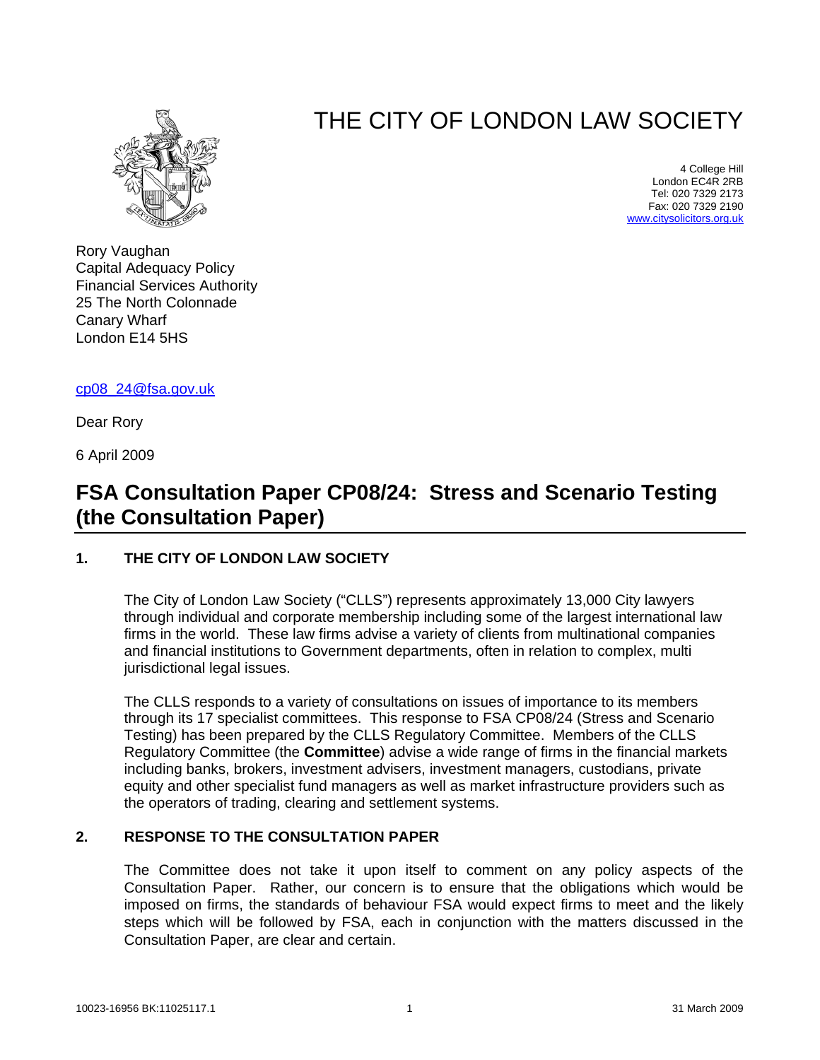# THE CITY OF LONDON LAW SOCIETY

4 College Hill
London EC4R 2RB
Tel: 020 7329 2173
Fax: 020 7329 2190
www.citysolicitors.org.uk

Rory Vaughan
Capital Adequacy Policy
Financial Services Authority
25 The North Colonnade
Canary Wharf
London E14 5HS

cp08_24@fsa.gov.uk

Dear Rory

6 April 2009

## FSA Consultation Paper CP08/24: Stress and Scenario Testing (the Consultation Paper)

### 1. THE CITY OF LONDON LAW SOCIETY

The City of London Law Society ("CLLS") represents approximately 13,000 City lawyers through individual and corporate membership including some of the largest international law firms in the world. These law firms advise a variety of clients from multinational companies and financial institutions to Government departments, often in relation to complex, multi jurisdictional legal issues.

The CLLS responds to a variety of consultations on issues of importance to its members through its 17 specialist committees. This response to FSA CP08/24 (Stress and Scenario Testing) has been prepared by the CLLS Regulatory Committee. Members of the CLLS Regulatory Committee (the **Committee**) advise a wide range of firms in the financial markets including banks, brokers, investment advisers, investment managers, custodians, private equity and other specialist fund managers as well as market infrastructure providers such as the operators of trading, clearing and settlement systems.

### 2. RESPONSE TO THE CONSULTATION PAPER

The Committee does not take it upon itself to comment on any policy aspects of the Consultation Paper. Rather, our concern is to ensure that the obligations which would be imposed on firms, the standards of behaviour FSA would expect firms to meet and the likely steps which will be followed by FSA, each in conjunction with the matters discussed in the Consultation Paper, are clear and certain.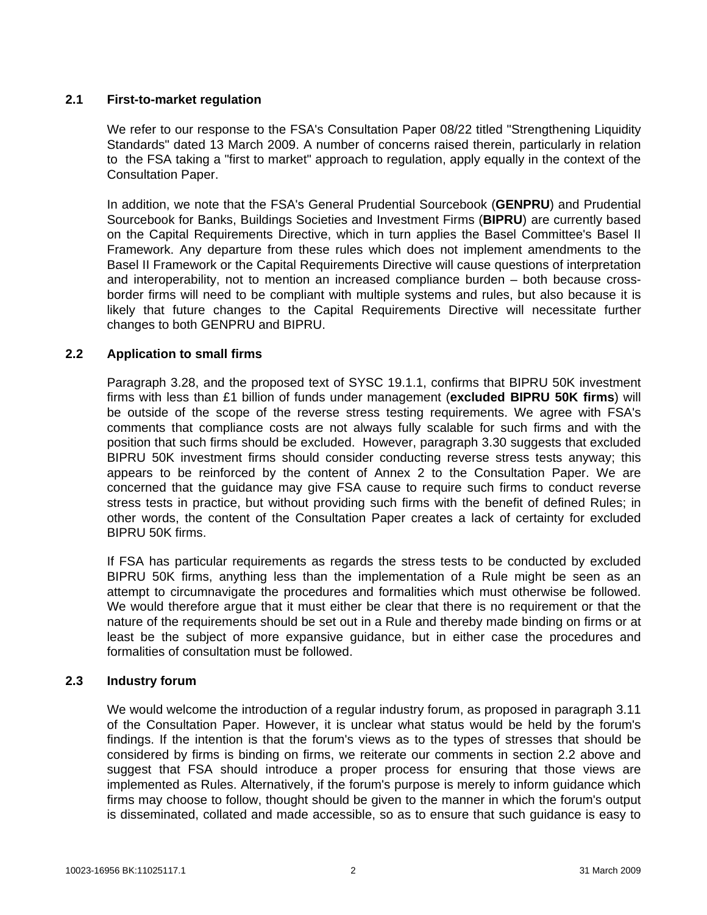## 2.1 First-to-market regulation

We refer to our response to the FSA's Consultation Paper 08/22 titled "Strengthening Liquidity Standards" dated 13 March 2009. A number of concerns raised therein, particularly in relation to the FSA taking a "first to market" approach to regulation, apply equally in the context of the Consultation Paper.

In addition, we note that the FSA's General Prudential Sourcebook (**GENPRU**) and Prudential Sourcebook for Banks, Buildings Societies and Investment Firms (**BIPRU**) are currently based on the Capital Requirements Directive, which in turn applies the Basel Committee's Basel II Framework. Any departure from these rules which does not implement amendments to the Basel II Framework or the Capital Requirements Directive will cause questions of interpretation and interoperability, not to mention an increased compliance burden – both because cross-border firms will need to be compliant with multiple systems and rules, but also because it is likely that future changes to the Capital Requirements Directive will necessitate further changes to both GENPRU and BIPRU.

## 2.2 Application to small firms

Paragraph 3.28, and the proposed text of SYSC 19.1.1, confirms that BIPRU 50K investment firms with less than £1 billion of funds under management (**excluded BIPRU 50K firms**) will be outside of the scope of the reverse stress testing requirements. We agree with FSA's comments that compliance costs are not always fully scalable for such firms and with the position that such firms should be excluded. However, paragraph 3.30 suggests that excluded BIPRU 50K investment firms should consider conducting reverse stress tests anyway; this appears to be reinforced by the content of Annex 2 to the Consultation Paper. We are concerned that the guidance may give FSA cause to require such firms to conduct reverse stress tests in practice, but without providing such firms with the benefit of defined Rules; in other words, the content of the Consultation Paper creates a lack of certainty for excluded BIPRU 50K firms.

If FSA has particular requirements as regards the stress tests to be conducted by excluded BIPRU 50K firms, anything less than the implementation of a Rule might be seen as an attempt to circumnavigate the procedures and formalities which must otherwise be followed. We would therefore argue that it must either be clear that there is no requirement or that the nature of the requirements should be set out in a Rule and thereby made binding on firms or at least be the subject of more expansive guidance, but in either case the procedures and formalities of consultation must be followed.

## 2.3 Industry forum

We would welcome the introduction of a regular industry forum, as proposed in paragraph 3.11 of the Consultation Paper. However, it is unclear what status would be held by the forum's findings. If the intention is that the forum's views as to the types of stresses that should be considered by firms is binding on firms, we reiterate our comments in section 2.2 above and suggest that FSA should introduce a proper process for ensuring that those views are implemented as Rules. Alternatively, if the forum's purpose is merely to inform guidance which firms may choose to follow, thought should be given to the manner in which the forum's output is disseminated, collated and made accessible, so as to ensure that such guidance is easy to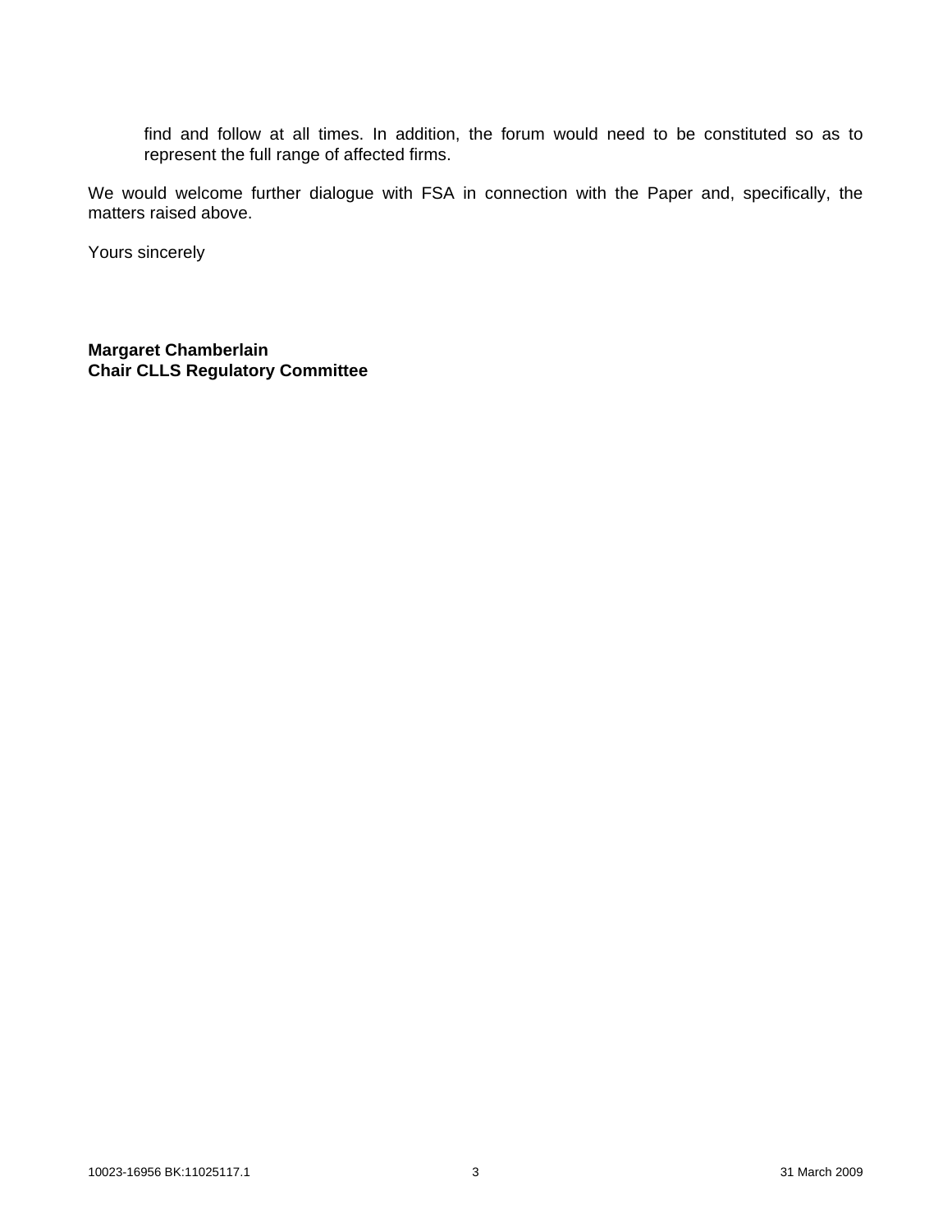find and follow at all times. In addition, the forum would need to be constituted so as to represent the full range of affected firms.

We would welcome further dialogue with FSA in connection with the Paper and, specifically, the matters raised above.

Yours sincerely

**Margaret Chamberlain**
**Chair CLLS Regulatory Committee**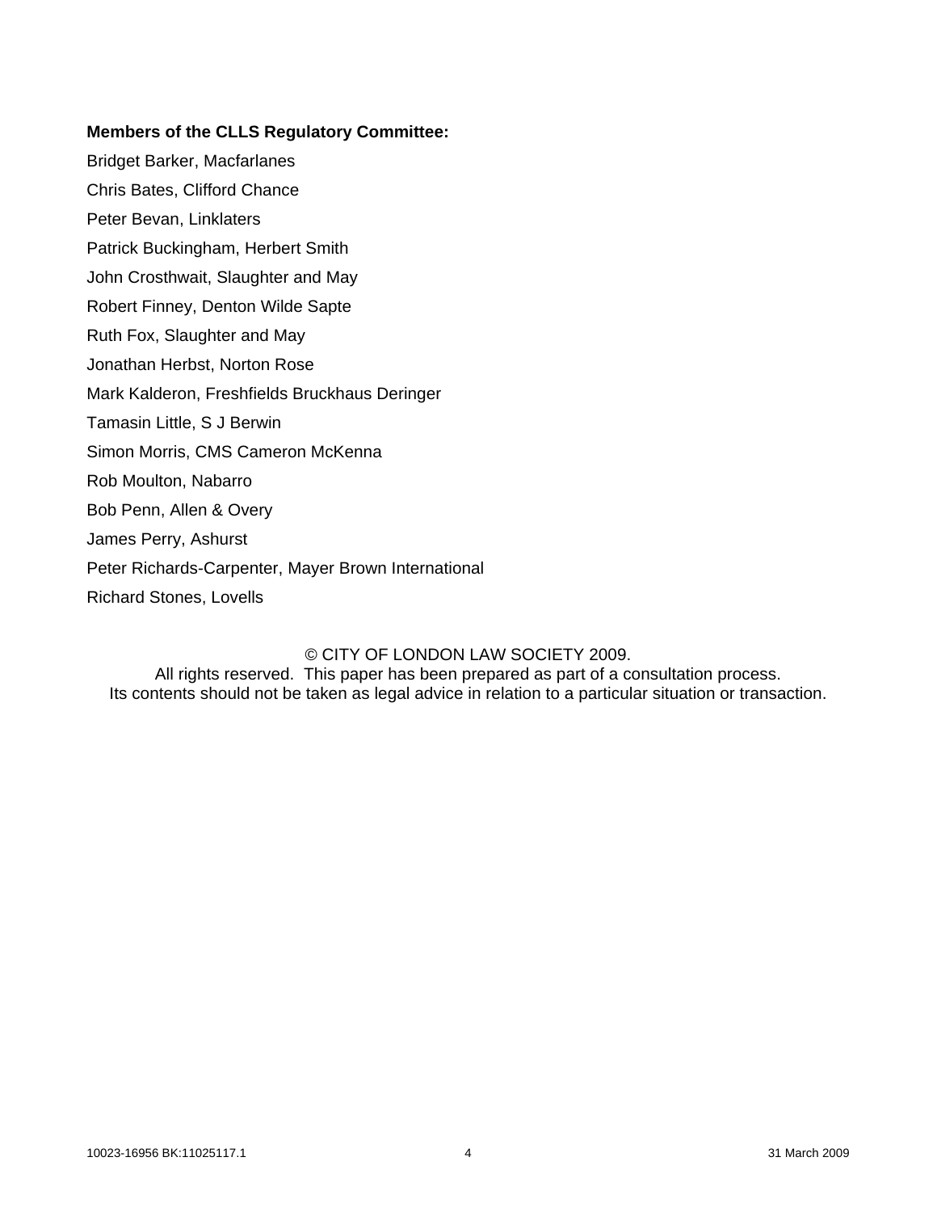**Members of the CLLS Regulatory Committee:**

Bridget Barker, Macfarlanes

Chris Bates, Clifford Chance

Peter Bevan, Linklaters

Patrick Buckingham, Herbert Smith

John Crosthwait, Slaughter and May

Robert Finney, Denton Wilde Sapte

Ruth Fox, Slaughter and May

Jonathan Herbst, Norton Rose

Mark Kalderon, Freshfields Bruckhaus Deringer

Tamasin Little, S J Berwin

Simon Morris, CMS Cameron McKenna

Rob Moulton, Nabarro

Bob Penn, Allen & Overy

James Perry, Ashurst

Peter Richards-Carpenter, Mayer Brown International

Richard Stones, Lovells

© CITY OF LONDON LAW SOCIETY 2009.
All rights reserved. This paper has been prepared as part of a consultation process.
Its contents should not be taken as legal advice in relation to a particular situation or transaction.